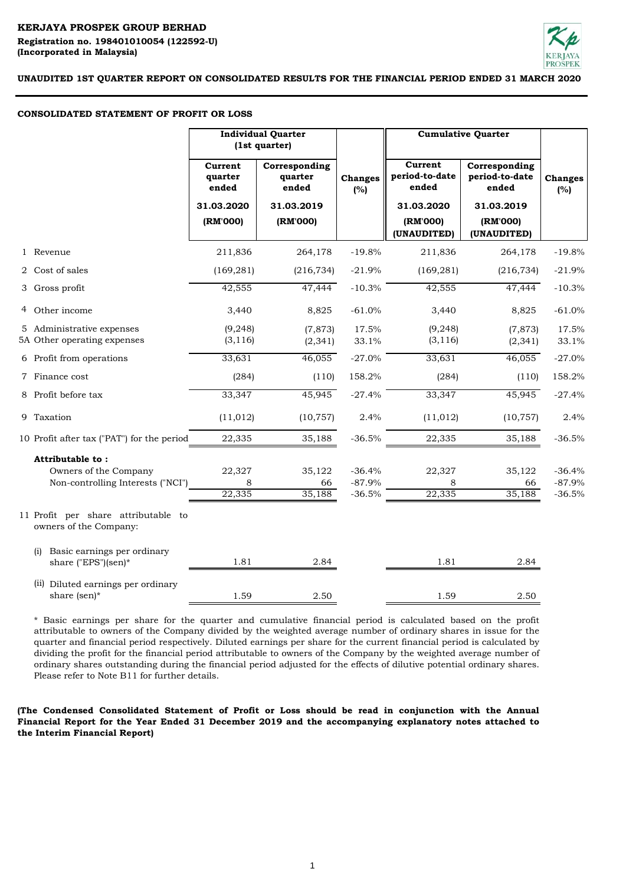**KERJAYA PROSPEK GROUP BERHAD**
**Registration no. 198401010054 (122592-U)**
**(Incorporated in Malaysia)**

**UNAUDITED 1ST QUARTER REPORT ON CONSOLIDATED RESULTS FOR THE FINANCIAL PERIOD ENDED 31 MARCH 2020**

## CONSOLIDATED STATEMENT OF PROFIT OR LOSS

| | Individual Quarter (1st quarter) | | | Cumulative Quarter | | |
|---|---|---|---|---|---|---|
| | Current quarter ended | Corresponding quarter ended | Changes (%) | Current period-to-date ended | Corresponding period-to-date ended | Changes (%) |
| | 31.03.2020 | 31.03.2019 | | 31.03.2020 | 31.03.2019 | |
| | (RM'000) | (RM'000) | | (RM'000) (UNAUDITED) | (RM'000) (UNAUDITED) | |
| 1 Revenue | 211,836 | 264,178 | -19.8% | 211,836 | 264,178 | -19.8% |
| 2 Cost of sales | (169,281) | (216,734) | -21.9% | (169,281) | (216,734) | -21.9% |
| 3 Gross profit | 42,555 | 47,444 | -10.3% | 42,555 | 47,444 | -10.3% |
| 4 Other income | 3,440 | 8,825 | -61.0% | 3,440 | 8,825 | -61.0% |
| 5 Administrative expenses | (9,248) | (7,873) | 17.5% | (9,248) | (7,873) | 17.5% |
| 5A Other operating expenses | (3,116) | (2,341) | 33.1% | (3,116) | (2,341) | 33.1% |
| 6 Profit from operations | 33,631 | 46,055 | -27.0% | 33,631 | 46,055 | -27.0% |
| 7 Finance cost | (284) | (110) | 158.2% | (284) | (110) | 158.2% |
| 8 Profit before tax | 33,347 | 45,945 | -27.4% | 33,347 | 45,945 | -27.4% |
| 9 Taxation | (11,012) | (10,757) | 2.4% | (11,012) | (10,757) | 2.4% |
| 10 Profit after tax ("PAT") for the period | 22,335 | 35,188 | -36.5% | 22,335 | 35,188 | -36.5% |
| **Attributable to :** | | | | | | |
| Owners of the Company | 22,327 | 35,122 | -36.4% | 22,327 | 35,122 | -36.4% |
| Non-controlling Interests ("NCI") | 8 | 66 | -87.9% | 8 | 66 | -87.9% |
| | 22,335 | 35,188 | -36.5% | 22,335 | 35,188 | -36.5% |
| 11 Profit per share attributable to owners of the Company: | | | | | | |
| (i) Basic earnings per ordinary share ("EPS")(sen)* | 1.81 | 2.84 | | 1.81 | 2.84 | |
| (ii) Diluted earnings per ordinary share (sen)* | 1.59 | 2.50 | | 1.59 | 2.50 | |

\* Basic earnings per share for the quarter and cumulative financial period is calculated based on the profit attributable to owners of the Company divided by the weighted average number of ordinary shares in issue for the quarter and financial period respectively. Diluted earnings per share for the current financial period is calculated by dividing the profit for the financial period attributable to owners of the Company by the weighted average number of ordinary shares outstanding during the financial period adjusted for the effects of dilutive potential ordinary shares. Please refer to Note B11 for further details.

**(The Condensed Consolidated Statement of Profit or Loss should be read in conjunction with the Annual Financial Report for the Year Ended 31 December 2019 and the accompanying explanatory notes attached to the Interim Financial Report)**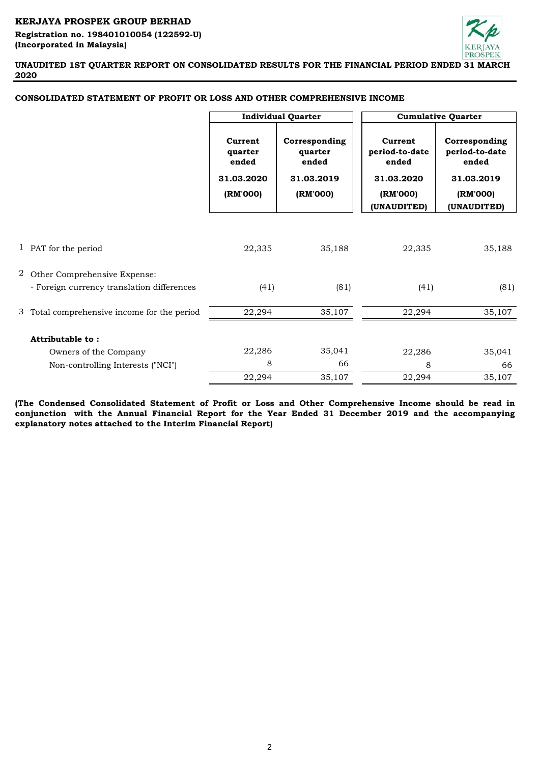**KERJAYA PROSPEK GROUP BERHAD**
**Registration no. 198401010054 (122592-U)**
**(Incorporated in Malaysia)**

**UNAUDITED 1ST QUARTER REPORT ON CONSOLIDATED RESULTS FOR THE FINANCIAL PERIOD ENDED 31 MARCH 2020**

## CONSOLIDATED STATEMENT OF PROFIT OR LOSS AND OTHER COMPREHENSIVE INCOME

| | | Individual Quarter | | Cumulative Quarter | |
|---|---|---|---|---|---|
| | | Current quarter ended 31.03.2020 (RM'000) | Corresponding quarter ended 31.03.2019 (RM'000) | Current period-to-date ended 31.03.2020 (RM'000) (UNAUDITED) | Corresponding period-to-date ended 31.03.2019 (RM'000) (UNAUDITED) |
| 1 | PAT for the period | 22,335 | 35,188 | 22,335 | 35,188 |
| 2 | Other Comprehensive Expense: | | | | |
| | - Foreign currency translation differences | (41) | (81) | (41) | (81) |
| 3 | Total comprehensive income for the period | 22,294 | 35,107 | 22,294 | 35,107 |
| | **Attributable to :** | | | | |
| | Owners of the Company | 22,286 | 35,041 | 22,286 | 35,041 |
| | Non-controlling Interests ("NCI") | 8 | 66 | 8 | 66 |
| | | 22,294 | 35,107 | 22,294 | 35,107 |

**(The Condensed Consolidated Statement of Profit or Loss and Other Comprehensive Income should be read in conjunction with the Annual Financial Report for the Year Ended 31 December 2019 and the accompanying explanatory notes attached to the Interim Financial Report)**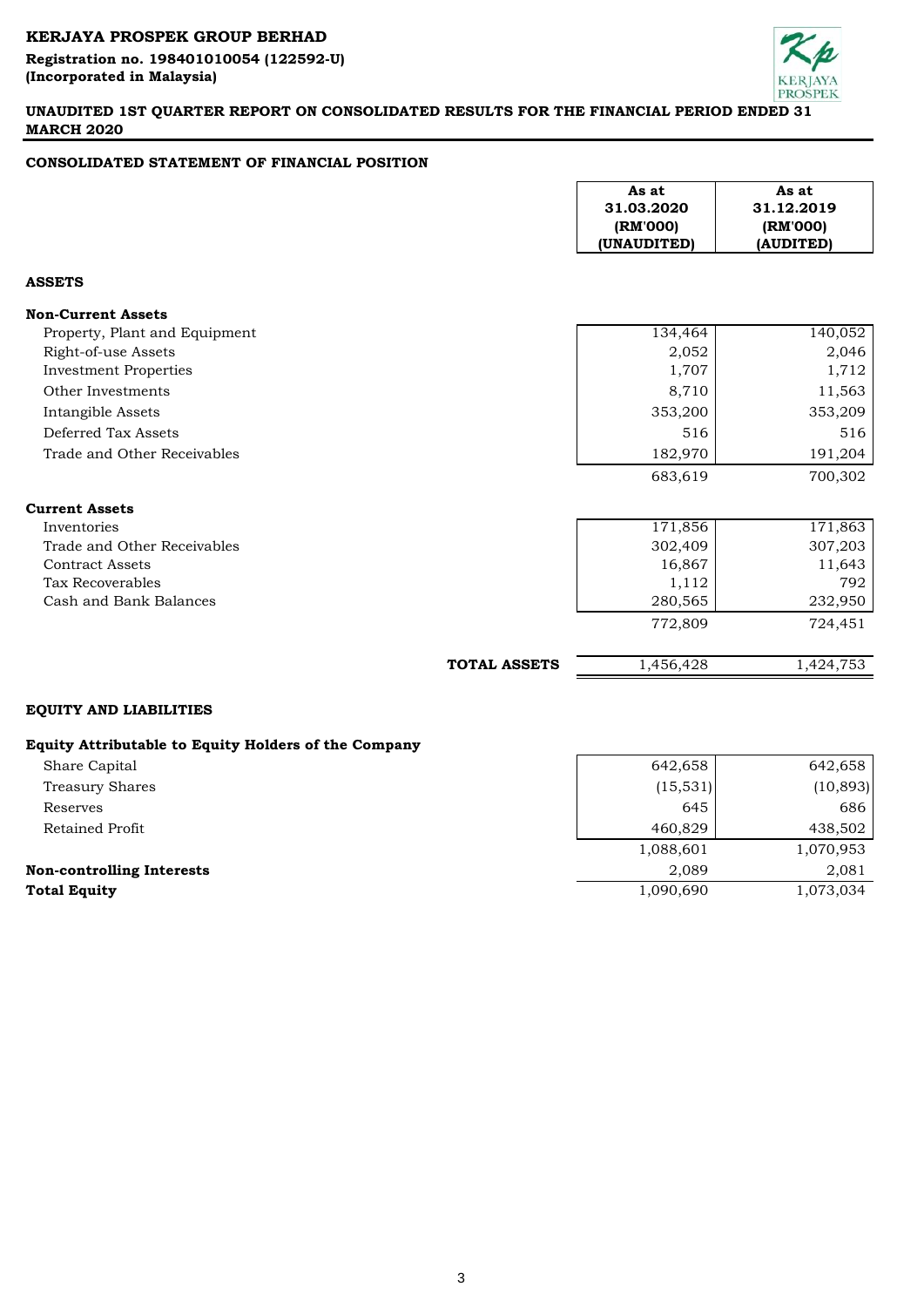**KERJAYA PROSPEK GROUP BERHAD**
**Registration no. 198401010054 (122592-U)**
**(Incorporated in Malaysia)**

**UNAUDITED 1ST QUARTER REPORT ON CONSOLIDATED RESULTS FOR THE FINANCIAL PERIOD ENDED 31 MARCH 2020**

## CONSOLIDATED STATEMENT OF FINANCIAL POSITION

| | As at 31.03.2020 (RM'000) (UNAUDITED) | As at 31.12.2019 (RM'000) (AUDITED) |
|---|---|---|
| **ASSETS** | | |
| **Non-Current Assets** | | |
| Property, Plant and Equipment | 134,464 | 140,052 |
| Right-of-use Assets | 2,052 | 2,046 |
| Investment Properties | 1,707 | 1,712 |
| Other Investments | 8,710 | 11,563 |
| Intangible Assets | 353,200 | 353,209 |
| Deferred Tax Assets | 516 | 516 |
| Trade and Other Receivables | 182,970 | 191,204 |
| | 683,619 | 700,302 |
| **Current Assets** | | |
| Inventories | 171,856 | 171,863 |
| Trade and Other Receivables | 302,409 | 307,203 |
| Contract Assets | 16,867 | 11,643 |
| Tax Recoverables | 1,112 | 792 |
| Cash and Bank Balances | 280,565 | 232,950 |
| | 772,809 | 724,451 |
| **TOTAL ASSETS** | 1,456,428 | 1,424,753 |
| **EQUITY AND LIABILITIES** | | |
| **Equity Attributable to Equity Holders of the Company** | | |
| Share Capital | 642,658 | 642,658 |
| Treasury Shares | (15,531) | (10,893) |
| Reserves | 645 | 686 |
| Retained Profit | 460,829 | 438,502 |
| | 1,088,601 | 1,070,953 |
| **Non-controlling Interests** | 2,089 | 2,081 |
| **Total Equity** | 1,090,690 | 1,073,034 |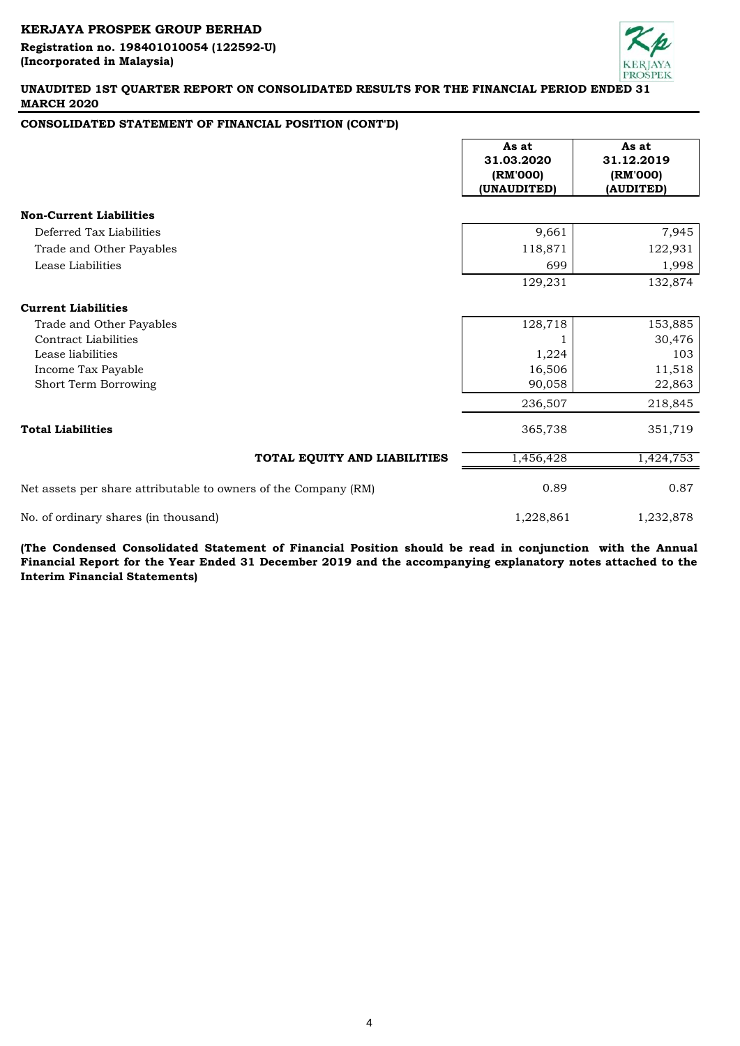**KERJAYA PROSPEK GROUP BERHAD**
**Registration no. 198401010054 (122592-U)**
**(Incorporated in Malaysia)**

**UNAUDITED 1ST QUARTER REPORT ON CONSOLIDATED RESULTS FOR THE FINANCIAL PERIOD ENDED 31 MARCH 2020**

**CONSOLIDATED STATEMENT OF FINANCIAL POSITION (CONT'D)**

| | As at 31.03.2020 (RM'000) (UNAUDITED) | As at 31.12.2019 (RM'000) (AUDITED) |
|---|---|---|
| **Non-Current Liabilities** | | |
| Deferred Tax Liabilities | 9,661 | 7,945 |
| Trade and Other Payables | 118,871 | 122,931 |
| Lease Liabilities | 699 | 1,998 |
| | 129,231 | 132,874 |
| **Current Liabilities** | | |
| Trade and Other Payables | 128,718 | 153,885 |
| Contract Liabilities | 1 | 30,476 |
| Lease liabilities | 1,224 | 103 |
| Income Tax Payable | 16,506 | 11,518 |
| Short Term Borrowing | 90,058 | 22,863 |
| | 236,507 | 218,845 |
| **Total Liabilities** | 365,738 | 351,719 |
| **TOTAL EQUITY AND LIABILITIES** | 1,456,428 | 1,424,753 |
| Net assets per share attributable to owners of the Company (RM) | 0.89 | 0.87 |
| No. of ordinary shares (in thousand) | 1,228,861 | 1,232,878 |

**(The Condensed Consolidated Statement of Financial Position should be read in conjunction with the Annual Financial Report for the Year Ended 31 December 2019 and the accompanying explanatory notes attached to the Interim Financial Statements)**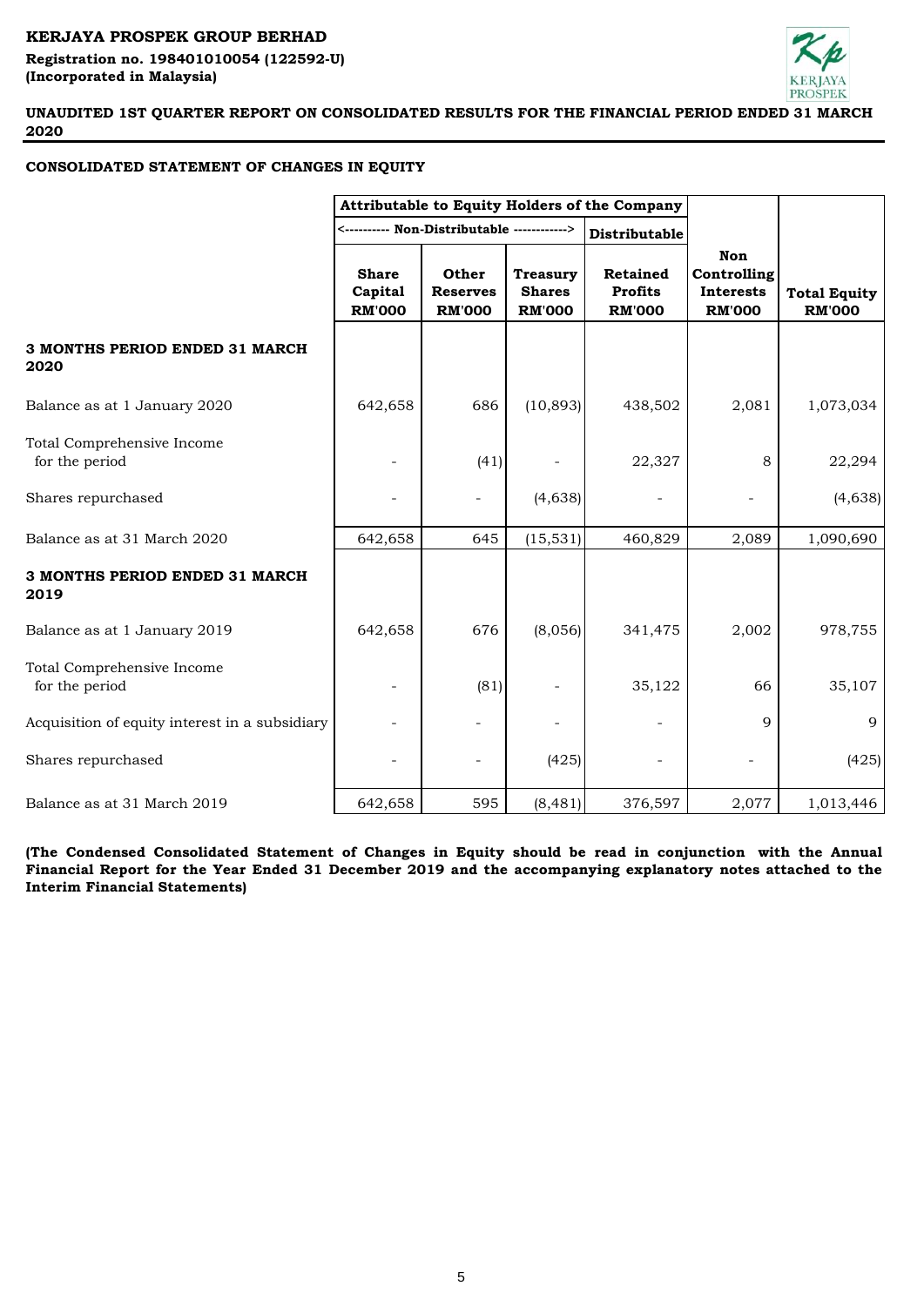**KERJAYA PROSPEK GROUP BERHAD**
**Registration no. 198401010054 (122592-U)**
**(Incorporated in Malaysia)**

**UNAUDITED 1ST QUARTER REPORT ON CONSOLIDATED RESULTS FOR THE FINANCIAL PERIOD ENDED 31 MARCH 2020**

## CONSOLIDATED STATEMENT OF CHANGES IN EQUITY

| | Attributable to Equity Holders of the Company | | | | | |
|---|---|---|---|---|---|---|
| | <---------- Non-Distributable ------------> | | | Distributable | | |
| | Share Capital RM'000 | Other Reserves RM'000 | Treasury Shares RM'000 | Retained Profits RM'000 | Non Controlling Interests RM'000 | Total Equity RM'000 |
| **3 MONTHS PERIOD ENDED 31 MARCH 2020** | | | | | | |
| Balance as at 1 January 2020 | 642,658 | 686 | (10,893) | 438,502 | 2,081 | 1,073,034 |
| Total Comprehensive Income for the period | - | (41) | - | 22,327 | 8 | 22,294 |
| Shares repurchased | - | - | (4,638) | - | - | (4,638) |
| Balance as at 31 March 2020 | 642,658 | 645 | (15,531) | 460,829 | 2,089 | 1,090,690 |
| **3 MONTHS PERIOD ENDED 31 MARCH 2019** | | | | | | |
| Balance as at 1 January 2019 | 642,658 | 676 | (8,056) | 341,475 | 2,002 | 978,755 |
| Total Comprehensive Income for the period | - | (81) | - | 35,122 | 66 | 35,107 |
| Acquisition of equity interest in a subsidiary | - | - | - | - | 9 | 9 |
| Shares repurchased | - | - | (425) | - | - | (425) |
| Balance as at 31 March 2019 | 642,658 | 595 | (8,481) | 376,597 | 2,077 | 1,013,446 |

**(The Condensed Consolidated Statement of Changes in Equity should be read in conjunction with the Annual Financial Report for the Year Ended 31 December 2019 and the accompanying explanatory notes attached to the Interim Financial Statements)**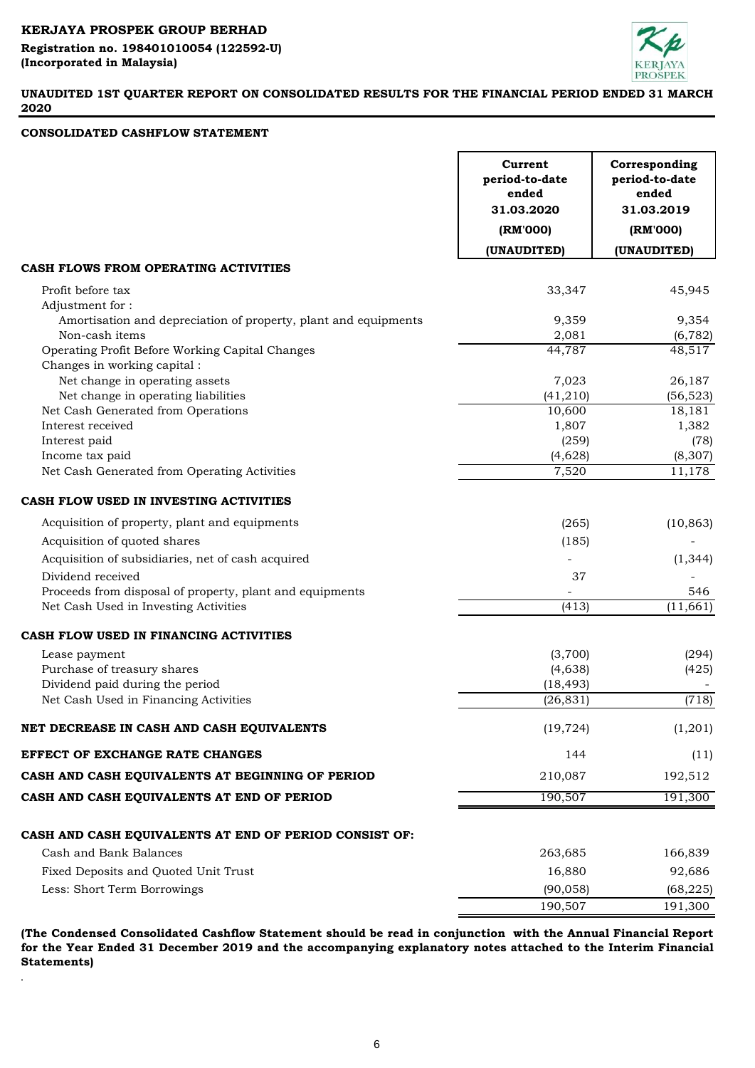**KERJAYA PROSPEK GROUP BERHAD**
**Registration no. 198401010054 (122592-U)**
**(Incorporated in Malaysia)**

**UNAUDITED 1ST QUARTER REPORT ON CONSOLIDATED RESULTS FOR THE FINANCIAL PERIOD ENDED 31 MARCH 2020**

**CONSOLIDATED CASHFLOW STATEMENT**

| | Current period-to-date ended 31.03.2020 (RM'000) (UNAUDITED) | Corresponding period-to-date ended 31.03.2019 (RM'000) (UNAUDITED) |
|---|---|---|
| **CASH FLOWS FROM OPERATING ACTIVITIES** | | |
| Profit before tax | 33,347 | 45,945 |
| Adjustment for : | | |
| Amortisation and depreciation of property, plant and equipments | 9,359 | 9,354 |
| Non-cash items | 2,081 | (6,782) |
| Operating Profit Before Working Capital Changes | 44,787 | 48,517 |
| Changes in working capital : | | |
| Net change in operating assets | 7,023 | 26,187 |
| Net change in operating liabilities | (41,210) | (56,523) |
| Net Cash Generated from Operations | 10,600 | 18,181 |
| Interest received | 1,807 | 1,382 |
| Interest paid | (259) | (78) |
| Income tax paid | (4,628) | (8,307) |
| Net Cash Generated from Operating Activities | 7,520 | 11,178 |
| **CASH FLOW USED IN INVESTING ACTIVITIES** | | |
| Acquisition of property, plant and equipments | (265) | (10,863) |
| Acquisition of quoted shares | (185) | - |
| Acquisition of subsidiaries, net of cash acquired | - | (1,344) |
| Dividend received | 37 | - |
| Proceeds from disposal of property, plant and equipments | - | 546 |
| Net Cash Used in Investing Activities | (413) | (11,661) |
| **CASH FLOW USED IN FINANCING ACTIVITIES** | | |
| Lease payment | (3,700) | (294) |
| Purchase of treasury shares | (4,638) | (425) |
| Dividend paid during the period | (18,493) | - |
| Net Cash Used in Financing Activities | (26,831) | (718) |
| **NET DECREASE IN CASH AND CASH EQUIVALENTS** | (19,724) | (1,201) |
| **EFFECT OF EXCHANGE RATE CHANGES** | 144 | (11) |
| **CASH AND CASH EQUIVALENTS AT BEGINNING OF PERIOD** | 210,087 | 192,512 |
| **CASH AND CASH EQUIVALENTS AT END OF PERIOD** | 190,507 | 191,300 |
| **CASH AND CASH EQUIVALENTS AT END OF PERIOD CONSIST OF:** | | |
| Cash and Bank Balances | 263,685 | 166,839 |
| Fixed Deposits and Quoted Unit Trust | 16,880 | 92,686 |
| Less: Short Term Borrowings | (90,058) | (68,225) |
| | 190,507 | 191,300 |

**(The Condensed Consolidated Cashflow Statement should be read in conjunction with the Annual Financial Report for the Year Ended 31 December 2019 and the accompanying explanatory notes attached to the Interim Financial Statements)**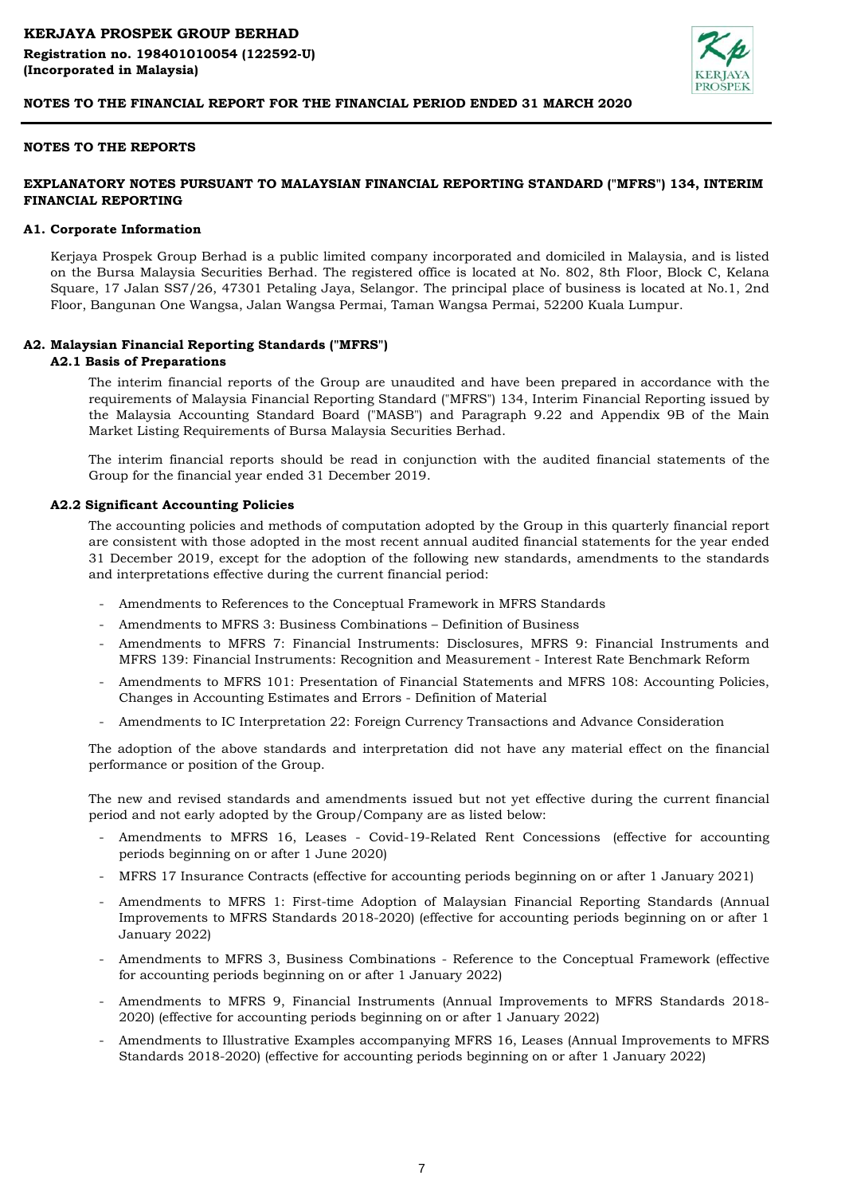**KERJAYA PROSPEK GROUP BERHAD**
**Registration no. 198401010054 (122592-U)**
**(Incorporated in Malaysia)**

**NOTES TO THE FINANCIAL REPORT FOR THE FINANCIAL PERIOD ENDED 31 MARCH 2020**

## NOTES TO THE REPORTS

## EXPLANATORY NOTES PURSUANT TO MALAYSIAN FINANCIAL REPORTING STANDARD ("MFRS") 134, INTERIM FINANCIAL REPORTING

### A1. Corporate Information

Kerjaya Prospek Group Berhad is a public limited company incorporated and domiciled in Malaysia, and is listed on the Bursa Malaysia Securities Berhad. The registered office is located at No. 802, 8th Floor, Block C, Kelana Square, 17 Jalan SS7/26, 47301 Petaling Jaya, Selangor. The principal place of business is located at No.1, 2nd Floor, Bangunan One Wangsa, Jalan Wangsa Permai, Taman Wangsa Permai, 52200 Kuala Lumpur.

### A2. Malaysian Financial Reporting Standards ("MFRS")

#### A2.1 Basis of Preparations

The interim financial reports of the Group are unaudited and have been prepared in accordance with the requirements of Malaysia Financial Reporting Standard ("MFRS") 134, Interim Financial Reporting issued by the Malaysia Accounting Standard Board ("MASB") and Paragraph 9.22 and Appendix 9B of the Main Market Listing Requirements of Bursa Malaysia Securities Berhad.

The interim financial reports should be read in conjunction with the audited financial statements of the Group for the financial year ended 31 December 2019.

#### A2.2 Significant Accounting Policies

The accounting policies and methods of computation adopted by the Group in this quarterly financial report are consistent with those adopted in the most recent annual audited financial statements for the year ended 31 December 2019, except for the adoption of the following new standards, amendments to the standards and interpretations effective during the current financial period:

- Amendments to References to the Conceptual Framework in MFRS Standards
- Amendments to MFRS 3: Business Combinations – Definition of Business
- Amendments to MFRS 7: Financial Instruments: Disclosures, MFRS 9: Financial Instruments and MFRS 139: Financial Instruments: Recognition and Measurement - Interest Rate Benchmark Reform
- Amendments to MFRS 101: Presentation of Financial Statements and MFRS 108: Accounting Policies, Changes in Accounting Estimates and Errors - Definition of Material
- Amendments to IC Interpretation 22: Foreign Currency Transactions and Advance Consideration

The adoption of the above standards and interpretation did not have any material effect on the financial performance or position of the Group.

The new and revised standards and amendments issued but not yet effective during the current financial period and not early adopted by the Group/Company are as listed below:

- Amendments to MFRS 16, Leases - Covid-19-Related Rent Concessions (effective for accounting periods beginning on or after 1 June 2020)
- MFRS 17 Insurance Contracts (effective for accounting periods beginning on or after 1 January 2021)
- Amendments to MFRS 1: First-time Adoption of Malaysian Financial Reporting Standards (Annual Improvements to MFRS Standards 2018-2020) (effective for accounting periods beginning on or after 1 January 2022)
- Amendments to MFRS 3, Business Combinations - Reference to the Conceptual Framework (effective for accounting periods beginning on or after 1 January 2022)
- Amendments to MFRS 9, Financial Instruments (Annual Improvements to MFRS Standards 2018-2020) (effective for accounting periods beginning on or after 1 January 2022)
- Amendments to Illustrative Examples accompanying MFRS 16, Leases (Annual Improvements to MFRS Standards 2018-2020) (effective for accounting periods beginning on or after 1 January 2022)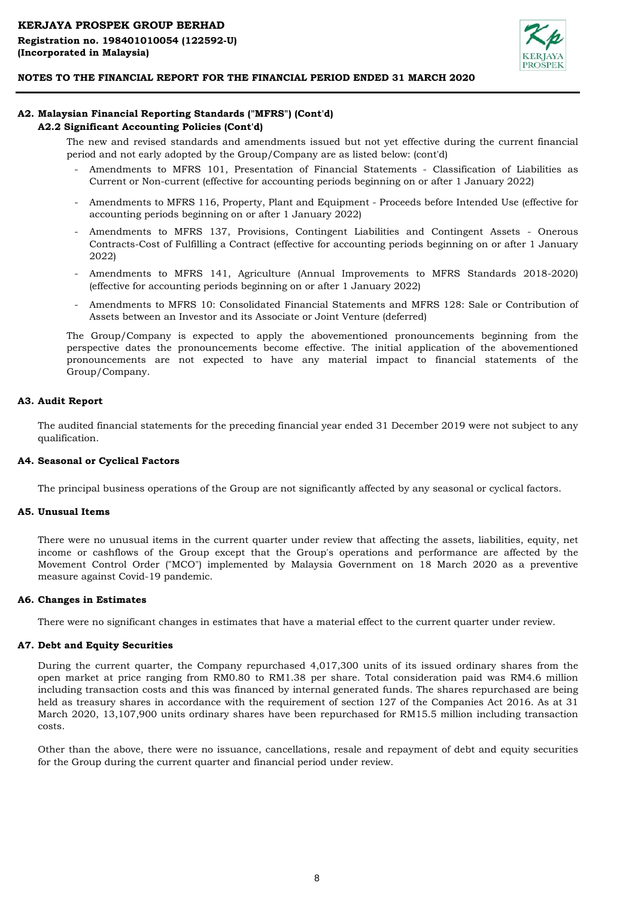### A2. Malaysian Financial Reporting Standards ("MFRS") (Cont'd)

#### A2.2 Significant Accounting Policies (Cont'd)

The new and revised standards and amendments issued but not yet effective during the current financial period and not early adopted by the Group/Company are as listed below: (cont'd)

- Amendments to MFRS 101, Presentation of Financial Statements - Classification of Liabilities as Current or Non-current (effective for accounting periods beginning on or after 1 January 2022)
- Amendments to MFRS 116, Property, Plant and Equipment - Proceeds before Intended Use (effective for accounting periods beginning on or after 1 January 2022)
- Amendments to MFRS 137, Provisions, Contingent Liabilities and Contingent Assets - Onerous Contracts-Cost of Fulfilling a Contract (effective for accounting periods beginning on or after 1 January 2022)
- Amendments to MFRS 141, Agriculture (Annual Improvements to MFRS Standards 2018-2020) (effective for accounting periods beginning on or after 1 January 2022)
- Amendments to MFRS 10: Consolidated Financial Statements and MFRS 128: Sale or Contribution of Assets between an Investor and its Associate or Joint Venture (deferred)

The Group/Company is expected to apply the abovementioned pronouncements beginning from the perspective dates the pronouncements become effective. The initial application of the abovementioned pronouncements are not expected to have any material impact to financial statements of the Group/Company.

### A3. Audit Report

The audited financial statements for the preceding financial year ended 31 December 2019 were not subject to any qualification.

### A4. Seasonal or Cyclical Factors

The principal business operations of the Group are not significantly affected by any seasonal or cyclical factors.

### A5. Unusual Items

There were no unusual items in the current quarter under review that affecting the assets, liabilities, equity, net income or cashflows of the Group except that the Group's operations and performance are affected by the Movement Control Order ("MCO") implemented by Malaysia Government on 18 March 2020 as a preventive measure against Covid-19 pandemic.

### A6. Changes in Estimates

There were no significant changes in estimates that have a material effect to the current quarter under review.

### A7. Debt and Equity Securities

During the current quarter, the Company repurchased 4,017,300 units of its issued ordinary shares from the open market at price ranging from RM0.80 to RM1.38 per share. Total consideration paid was RM4.6 million including transaction costs and this was financed by internal generated funds. The shares repurchased are being held as treasury shares in accordance with the requirement of section 127 of the Companies Act 2016. As at 31 March 2020, 13,107,900 units ordinary shares have been repurchased for RM15.5 million including transaction costs.

Other than the above, there were no issuance, cancellations, resale and repayment of debt and equity securities for the Group during the current quarter and financial period under review.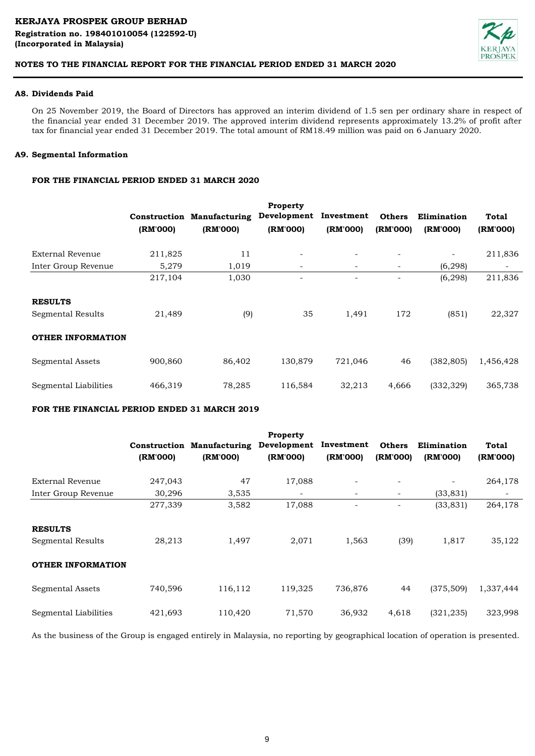## A8. Dividends Paid

On 25 November 2019, the Board of Directors has approved an interim dividend of 1.5 sen per ordinary share in respect of the financial year ended 31 December 2019. The approved interim dividend represents approximately 13.2% of profit after tax for financial year ended 31 December 2019. The total amount of RM18.49 million was paid on 6 January 2020.

## A9. Segmental Information

### FOR THE FINANCIAL PERIOD ENDED 31 MARCH 2020

| | Construction (RM'000) | Manufacturing (RM'000) | Property Development (RM'000) | Investment (RM'000) | Others (RM'000) | Elimination (RM'000) | Total (RM'000) |
|---|---|---|---|---|---|---|---|
| External Revenue | 211,825 | 11 | - | - | - | - | 211,836 |
| Inter Group Revenue | 5,279 | 1,019 | - | - | - | (6,298) | - |
| | 217,104 | 1,030 | - | - | - | (6,298) | 211,836 |
| **RESULTS** | | | | | | | |
| Segmental Results | 21,489 | (9) | 35 | 1,491 | 172 | (851) | 22,327 |
| **OTHER INFORMATION** | | | | | | | |
| Segmental Assets | 900,860 | 86,402 | 130,879 | 721,046 | 46 | (382,805) | 1,456,428 |
| Segmental Liabilities | 466,319 | 78,285 | 116,584 | 32,213 | 4,666 | (332,329) | 365,738 |

### FOR THE FINANCIAL PERIOD ENDED 31 MARCH 2019

| | Construction (RM'000) | Manufacturing (RM'000) | Property Development (RM'000) | Investment (RM'000) | Others (RM'000) | Elimination (RM'000) | Total (RM'000) |
|---|---|---|---|---|---|---|---|
| External Revenue | 247,043 | 47 | 17,088 | - | - | - | 264,178 |
| Inter Group Revenue | 30,296 | 3,535 | - | - | - | (33,831) | - |
| | 277,339 | 3,582 | 17,088 | - | - | (33,831) | 264,178 |
| **RESULTS** | | | | | | | |
| Segmental Results | 28,213 | 1,497 | 2,071 | 1,563 | (39) | 1,817 | 35,122 |
| **OTHER INFORMATION** | | | | | | | |
| Segmental Assets | 740,596 | 116,112 | 119,325 | 736,876 | 44 | (375,509) | 1,337,444 |
| Segmental Liabilities | 421,693 | 110,420 | 71,570 | 36,932 | 4,618 | (321,235) | 323,998 |

As the business of the Group is engaged entirely in Malaysia, no reporting by geographical location of operation is presented.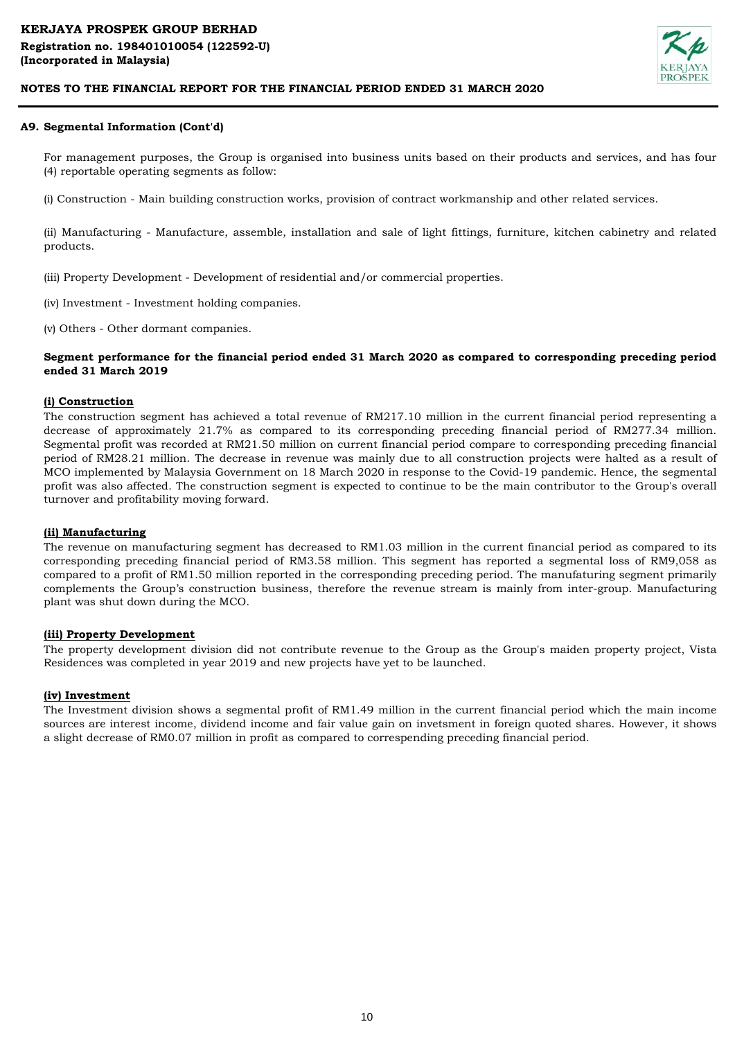## A9. Segmental Information (Cont'd)

For management purposes, the Group is organised into business units based on their products and services, and has four (4) reportable operating segments as follow:

(i) Construction - Main building construction works, provision of contract workmanship and other related services.

(ii) Manufacturing - Manufacture, assemble, installation and sale of light fittings, furniture, kitchen cabinetry and related products.

(iii) Property Development - Development of residential and/or commercial properties.

(iv) Investment - Investment holding companies.

(v) Others - Other dormant companies.

**Segment performance for the financial period ended 31 March 2020 as compared to corresponding preceding period ended 31 March 2019**

**(i) Construction**

The construction segment has achieved a total revenue of RM217.10 million in the current financial period representing a decrease of approximately 21.7% as compared to its corresponding preceding financial period of RM277.34 million. Segmental profit was recorded at RM21.50 million on current financial period compare to corresponding preceding financial period of RM28.21 million. The decrease in revenue was mainly due to all construction projects were halted as a result of MCO implemented by Malaysia Government on 18 March 2020 in response to the Covid-19 pandemic. Hence, the segmental profit was also affected. The construction segment is expected to continue to be the main contributor to the Group's overall turnover and profitability moving forward.

**(ii) Manufacturing**

The revenue on manufacturing segment has decreased to RM1.03 million in the current financial period as compared to its corresponding preceding financial period of RM3.58 million. This segment has reported a segmental loss of RM9,058 as compared to a profit of RM1.50 million reported in the corresponding preceding period. The manufaturing segment primarily complements the Group's construction business, therefore the revenue stream is mainly from inter-group. Manufacturing plant was shut down during the MCO.

**(iii) Property Development**

The property development division did not contribute revenue to the Group as the Group's maiden property project, Vista Residences was completed in year 2019 and new projects have yet to be launched.

**(iv) Investment**

The Investment division shows a segmental profit of RM1.49 million in the current financial period which the main income sources are interest income, dividend income and fair value gain on invetsment in foreign quoted shares. However, it shows a slight decrease of RM0.07 million in profit as compared to correspending preceding financial period.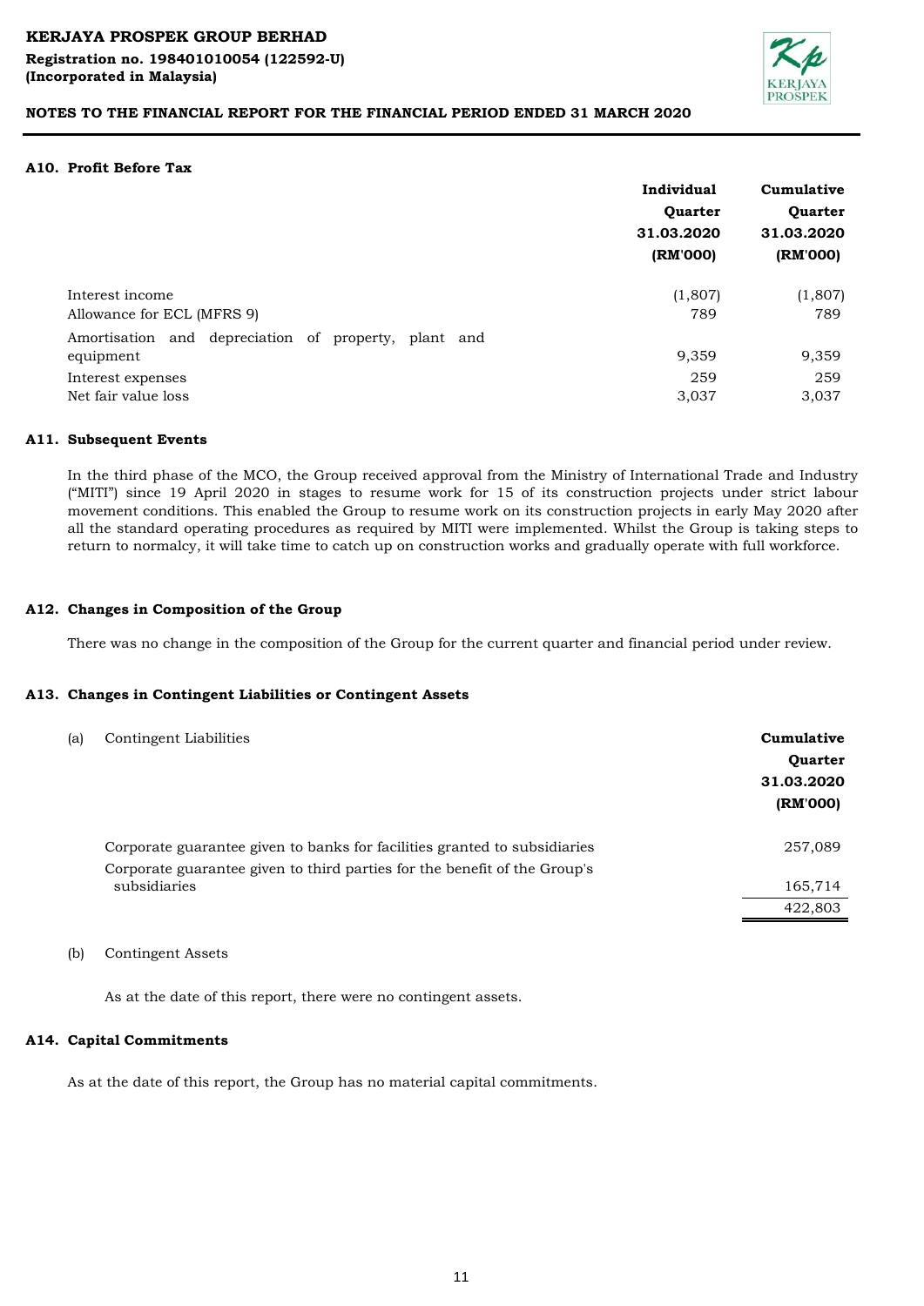## A10. Profit Before Tax

| | Individual Quarter 31.03.2020 (RM'000) | Cumulative Quarter 31.03.2020 (RM'000) |
|---|---|---|
| Interest income | (1,807) | (1,807) |
| Allowance for ECL (MFRS 9) | 789 | 789 |
| Amortisation and depreciation of property, plant and equipment | 9,359 | 9,359 |
| Interest expenses | 259 | 259 |
| Net fair value loss | 3,037 | 3,037 |

## A11. Subsequent Events

In the third phase of the MCO, the Group received approval from the Ministry of International Trade and Industry ("MITI") since 19 April 2020 in stages to resume work for 15 of its construction projects under strict labour movement conditions. This enabled the Group to resume work on its construction projects in early May 2020 after all the standard operating procedures as required by MITI were implemented. Whilst the Group is taking steps to return to normalcy, it will take time to catch up on construction works and gradually operate with full workforce.

## A12. Changes in Composition of the Group

There was no change in the composition of the Group for the current quarter and financial period under review.

## A13. Changes in Contingent Liabilities or Contingent Assets

(a) Contingent Liabilities

| | Cumulative Quarter 31.03.2020 (RM'000) |
|---|---|
| Corporate guarantee given to banks for facilities granted to subsidiaries | 257,089 |
| Corporate guarantee given to third parties for the benefit of the Group's subsidiaries | 165,714 |
| | 422,803 |

(b) Contingent Assets

As at the date of this report, there were no contingent assets.

## A14. Capital Commitments

As at the date of this report, the Group has no material capital commitments.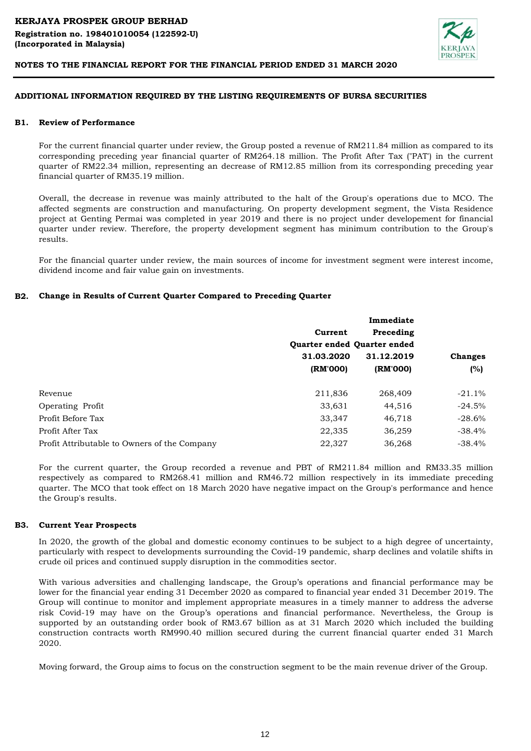KERJAYA PROSPEK GROUP BERHAD
Registration no. 198401010054 (122592-U)
(Incorporated in Malaysia)

NOTES TO THE FINANCIAL REPORT FOR THE FINANCIAL PERIOD ENDED 31 MARCH 2020

## ADDITIONAL INFORMATION REQUIRED BY THE LISTING REQUIREMENTS OF BURSA SECURITIES

### B1. Review of Performance

For the current financial quarter under review, the Group posted a revenue of RM211.84 million as compared to its corresponding preceding year financial quarter of RM264.18 million. The Profit After Tax ("PAT") in the current quarter of RM22.34 million, representing an decrease of RM12.85 million from its corresponding preceding year financial quarter of RM35.19 million.

Overall, the decrease in revenue was mainly attributed to the halt of the Group's operations due to MCO. The affected segments are construction and manufacturing. On property development segment, the Vista Residence project at Genting Permai was completed in year 2019 and there is no project under developement for financial quarter under review. Therefore, the property development segment has minimum contribution to the Group's results.

For the financial quarter under review, the main sources of income for investment segment were interest income, dividend income and fair value gain on investments.

### B2. Change in Results of Current Quarter Compared to Preceding Quarter

| | Current Quarter ended 31.03.2020 (RM'000) | Immediate Preceding Quarter ended 31.12.2019 (RM'000) | Changes (%) |
|---|---|---|---|
| Revenue | 211,836 | 268,409 | -21.1% |
| Operating Profit | 33,631 | 44,516 | -24.5% |
| Profit Before Tax | 33,347 | 46,718 | -28.6% |
| Profit After Tax | 22,335 | 36,259 | -38.4% |
| Profit Attributable to Owners of the Company | 22,327 | 36,268 | -38.4% |

For the current quarter, the Group recorded a revenue and PBT of RM211.84 million and RM33.35 million respectively as compared to RM268.41 million and RM46.72 million respectively in its immediate preceding quarter. The MCO that took effect on 18 March 2020 have negative impact on the Group's performance and hence the Group's results.

### B3. Current Year Prospects

In 2020, the growth of the global and domestic economy continues to be subject to a high degree of uncertainty, particularly with respect to developments surrounding the Covid-19 pandemic, sharp declines and volatile shifts in crude oil prices and continued supply disruption in the commodities sector.

With various adversities and challenging landscape, the Group's operations and financial performance may be lower for the financial year ending 31 December 2020 as compared to financial year ended 31 December 2019. The Group will continue to monitor and implement appropriate measures in a timely manner to address the adverse risk Covid-19 may have on the Group's operations and financial performance. Nevertheless, the Group is supported by an outstanding order book of RM3.67 billion as at 31 March 2020 which included the building construction contracts worth RM990.40 million secured during the current financial quarter ended 31 March 2020.

Moving forward, the Group aims to focus on the construction segment to be the main revenue driver of the Group.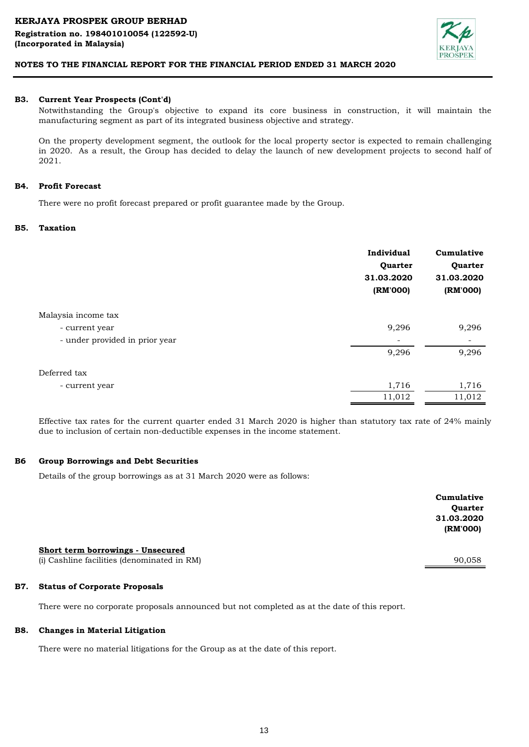KERJAYA PROSPEK GROUP BERHAD
Registration no. 198401010054 (122592-U)
(Incorporated in Malaysia)

NOTES TO THE FINANCIAL REPORT FOR THE FINANCIAL PERIOD ENDED 31 MARCH 2020

**B3. Current Year Prospects (Cont'd)**

Notwithstanding the Group's objective to expand its core business in construction, it will maintain the manufacturing segment as part of its integrated business objective and strategy.

On the property development segment, the outlook for the local property sector is expected to remain challenging in 2020. As a result, the Group has decided to delay the launch of new development projects to second half of 2021.

**B4. Profit Forecast**

There were no profit forecast prepared or profit guarantee made by the Group.

**B5. Taxation**

| | Individual Quarter 31.03.2020 (RM'000) | Cumulative Quarter 31.03.2020 (RM'000) |
|---|---|---|
| Malaysia income tax | | |
| - current year | 9,296 | 9,296 |
| - under provided in prior year | - | - |
| | 9,296 | 9,296 |
| Deferred tax | | |
| - current year | 1,716 | 1,716 |
| | 11,012 | 11,012 |

Effective tax rates for the current quarter ended 31 March 2020 is higher than statutory tax rate of 24% mainly due to inclusion of certain non-deductible expenses in the income statement.

**B6 Group Borrowings and Debt Securities**

Details of the group borrowings as at 31 March 2020 were as follows:

| | Cumulative Quarter 31.03.2020 (RM'000) |
|---|---|
| **Short term borrowings - Unsecured** | |
| (i) Cashline facilities (denominated in RM) | 90,058 |

**B7. Status of Corporate Proposals**

There were no corporate proposals announced but not completed as at the date of this report.

**B8. Changes in Material Litigation**

There were no material litigations for the Group as at the date of this report.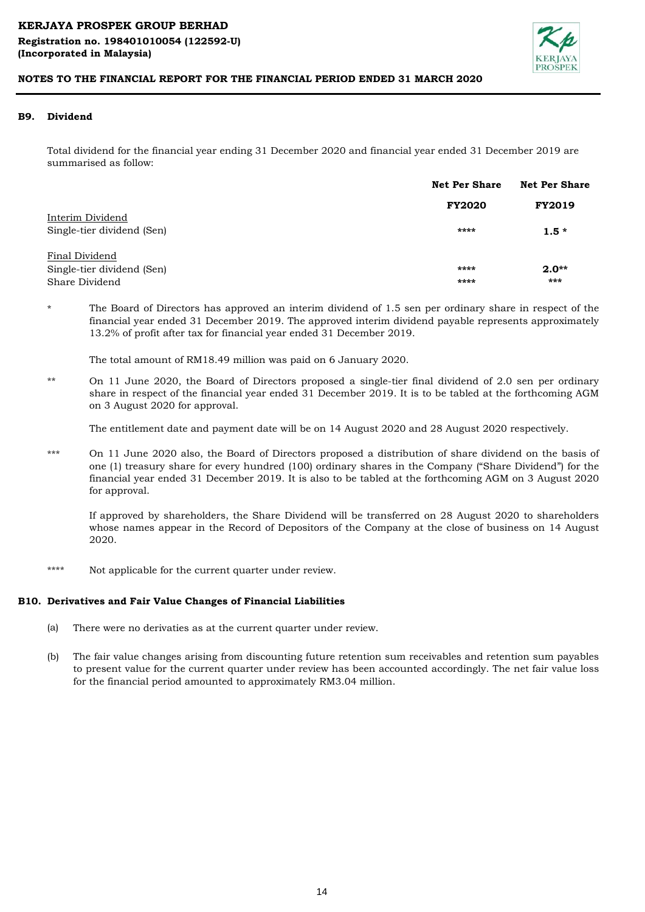## B9. Dividend

Total dividend for the financial year ending 31 December 2020 and financial year ended 31 December 2019 are summarised as follow:

| | Net Per Share | Net Per Share |
|---|---|---|
| | FY2020 | FY2019 |
| Interim Dividend | | |
| Single-tier dividend (Sen) | **** | 1.5 * |
| Final Dividend | | |
| Single-tier dividend (Sen) | **** | 2.0** |
| Share Dividend | **** | *** |

\* The Board of Directors has approved an interim dividend of 1.5 sen per ordinary share in respect of the financial year ended 31 December 2019. The approved interim dividend payable represents approximately 13.2% of profit after tax for financial year ended 31 December 2019.

The total amount of RM18.49 million was paid on 6 January 2020.

** On 11 June 2020, the Board of Directors proposed a single-tier final dividend of 2.0 sen per ordinary share in respect of the financial year ended 31 December 2019. It is to be tabled at the forthcoming AGM on 3 August 2020 for approval.

The entitlement date and payment date will be on 14 August 2020 and 28 August 2020 respectively.

*** On 11 June 2020 also, the Board of Directors proposed a distribution of share dividend on the basis of one (1) treasury share for every hundred (100) ordinary shares in the Company ("Share Dividend") for the financial year ended 31 December 2019. It is also to be tabled at the forthcoming AGM on 3 August 2020 for approval.

If approved by shareholders, the Share Dividend will be transferred on 28 August 2020 to shareholders whose names appear in the Record of Depositors of the Company at the close of business on 14 August 2020.

**** Not applicable for the current quarter under review.

## B10. Derivatives and Fair Value Changes of Financial Liabilities

(a) There were no derivaties as at the current quarter under review.

(b) The fair value changes arising from discounting future retention sum receivables and retention sum payables to present value for the current quarter under review has been accounted accordingly. The net fair value loss for the financial period amounted to approximately RM3.04 million.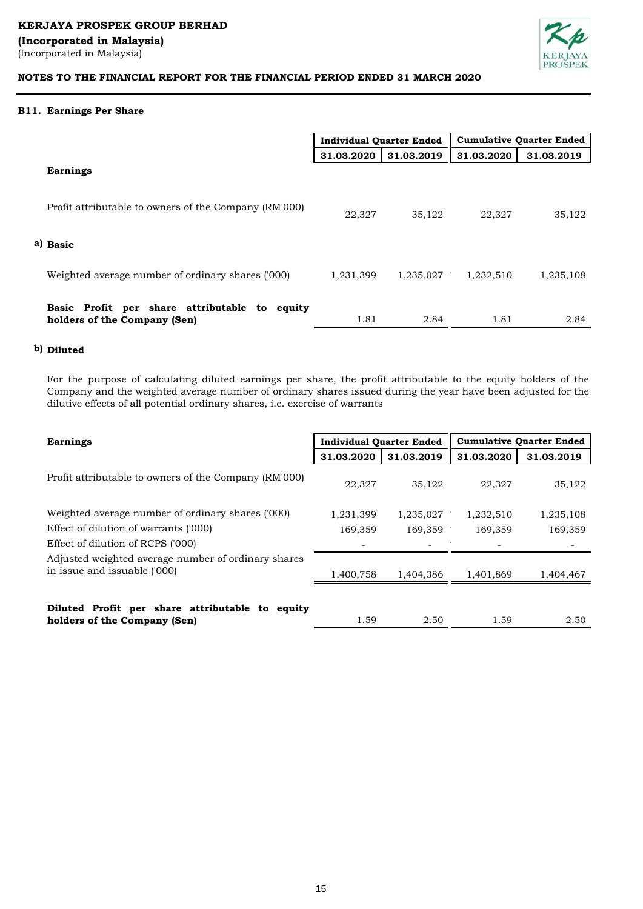**KERJAYA PROSPEK GROUP BERHAD**
**(Incorporated in Malaysia)**
(Incorporated in Malaysia)

**NOTES TO THE FINANCIAL REPORT FOR THE FINANCIAL PERIOD ENDED 31 MARCH 2020**

### B11. Earnings Per Share

| | Individual Quarter Ended | | Cumulative Quarter Ended | |
|---|---|---|---|---|
| | **31.03.2020** | **31.03.2019** | **31.03.2020** | **31.03.2019** |
| **Earnings** | | | | |
| Profit attributable to owners of the Company (RM'000) | 22,327 | 35,122 | 22,327 | 35,122 |
| **a) Basic** | | | | |
| Weighted average number of ordinary shares ('000) | 1,231,399 | 1,235,027 | 1,232,510 | 1,235,108 |
| **Basic Profit per share attributable to equity holders of the Company (Sen)** | 1.81 | 2.84 | 1.81 | 2.84 |

**b) Diluted**

For the purpose of calculating diluted earnings per share, the profit attributable to the equity holders of the Company and the weighted average number of ordinary shares issued during the year have been adjusted for the dilutive effects of all potential ordinary shares, i.e. exercise of warrants

| **Earnings** | Individual Quarter Ended | | Cumulative Quarter Ended | |
|---|---|---|---|---|
| | **31.03.2020** | **31.03.2019** | **31.03.2020** | **31.03.2019** |
| Profit attributable to owners of the Company (RM'000) | 22,327 | 35,122 | 22,327 | 35,122 |
| Weighted average number of ordinary shares ('000) | 1,231,399 | 1,235,027 | 1,232,510 | 1,235,108 |
| Effect of dilution of warrants ('000) | 169,359 | 169,359 | 169,359 | 169,359 |
| Effect of dilution of RCPS ('000) | - | - | - | - |
| Adjusted weighted average number of ordinary shares in issue and issuable ('000) | 1,400,758 | 1,404,386 | 1,401,869 | 1,404,467 |
| **Diluted Profit per share attributable to equity holders of the Company (Sen)** | 1.59 | 2.50 | 1.59 | 2.50 |